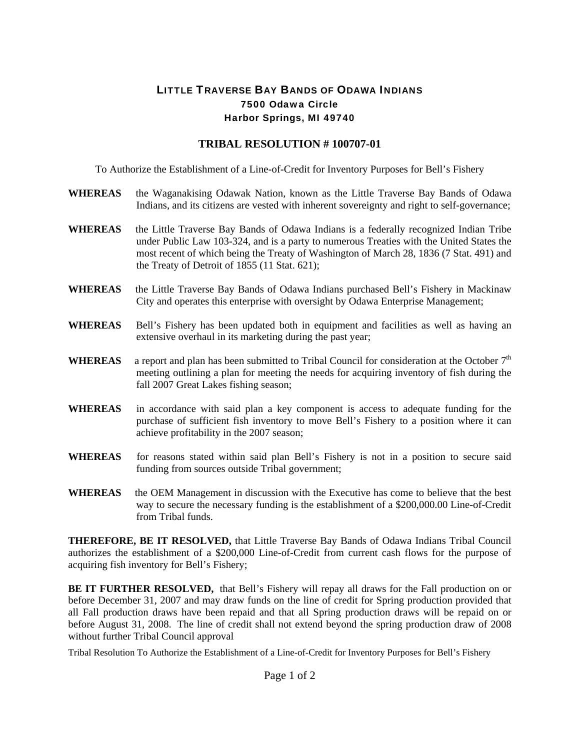# LITTLE TRAVERSE BAY BANDS OF ODAWA INDIANS

**7500 Odawa Circle**
**Harbor Springs, MI 49740**

## TRIBAL RESOLUTION # 100707-01

To Authorize the Establishment of a Line-of-Credit for Inventory Purposes for Bell's Fishery

**WHEREAS** the Waganakising Odawak Nation, known as the Little Traverse Bay Bands of Odawa Indians, and its citizens are vested with inherent sovereignty and right to self-governance;

**WHEREAS** the Little Traverse Bay Bands of Odawa Indians is a federally recognized Indian Tribe under Public Law 103-324, and is a party to numerous Treaties with the United States the most recent of which being the Treaty of Washington of March 28, 1836 (7 Stat. 491) and the Treaty of Detroit of 1855 (11 Stat. 621);

**WHEREAS** the Little Traverse Bay Bands of Odawa Indians purchased Bell's Fishery in Mackinaw City and operates this enterprise with oversight by Odawa Enterprise Management;

**WHEREAS** Bell's Fishery has been updated both in equipment and facilities as well as having an extensive overhaul in its marketing during the past year;

**WHEREAS** a report and plan has been submitted to Tribal Council for consideration at the October 7th meeting outlining a plan for meeting the needs for acquiring inventory of fish during the fall 2007 Great Lakes fishing season;

**WHEREAS** in accordance with said plan a key component is access to adequate funding for the purchase of sufficient fish inventory to move Bell's Fishery to a position where it can achieve profitability in the 2007 season;

**WHEREAS** for reasons stated within said plan Bell's Fishery is not in a position to secure said funding from sources outside Tribal government;

**WHEREAS** the OEM Management in discussion with the Executive has come to believe that the best way to secure the necessary funding is the establishment of a $200,000.00 Line-of-Credit from Tribal funds.

**THEREFORE, BE IT RESOLVED,** that Little Traverse Bay Bands of Odawa Indians Tribal Council authorizes the establishment of a $200,000 Line-of-Credit from current cash flows for the purpose of acquiring fish inventory for Bell's Fishery;

**BE IT FURTHER RESOLVED,** that Bell's Fishery will repay all draws for the Fall production on or before December 31, 2007 and may draw funds on the line of credit for Spring production provided that all Fall production draws have been repaid and that all Spring production draws will be repaid on or before August 31, 2008. The line of credit shall not extend beyond the spring production draw of 2008 without further Tribal Council approval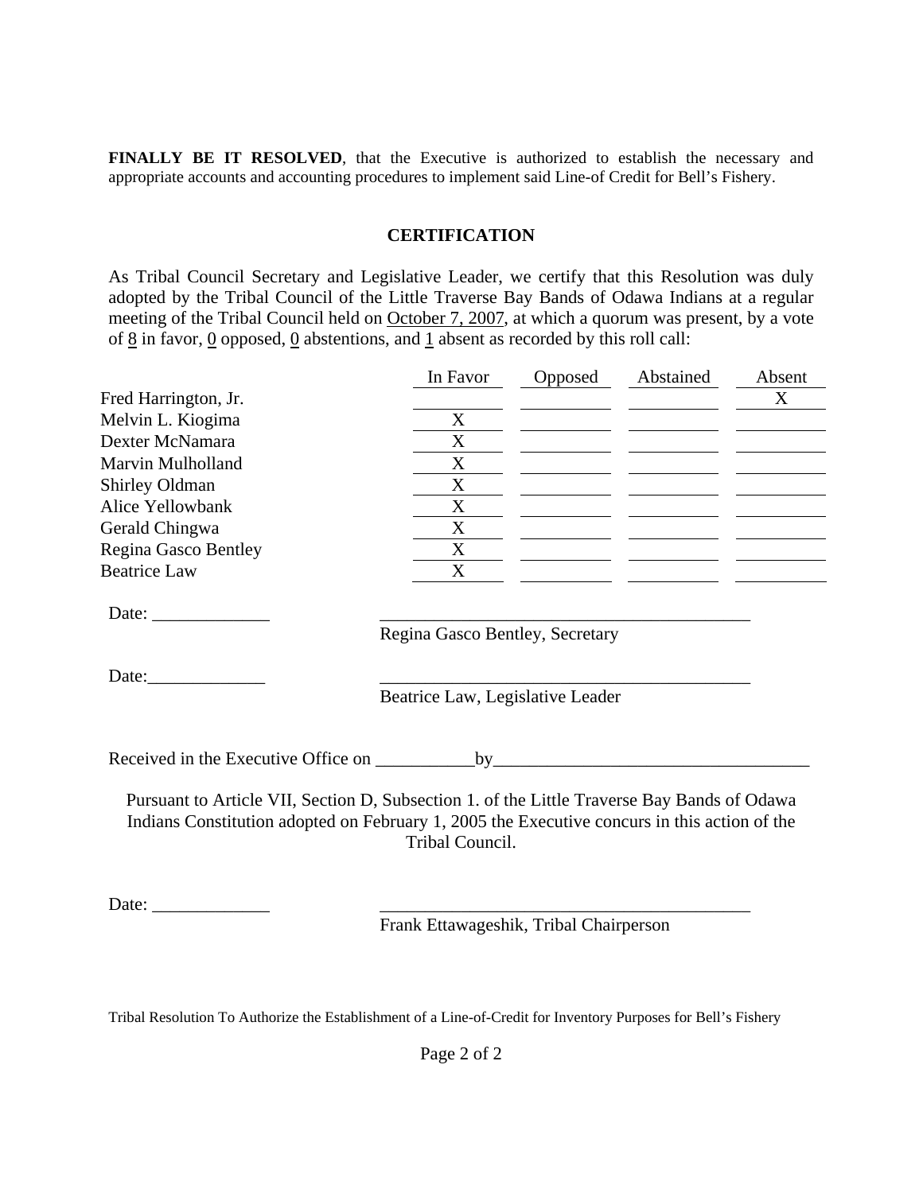**FINALLY BE IT RESOLVED**, that the Executive is authorized to establish the necessary and appropriate accounts and accounting procedures to implement said Line-of Credit for Bell's Fishery.

### CERTIFICATION

As Tribal Council Secretary and Legislative Leader, we certify that this Resolution was duly adopted by the Tribal Council of the Little Traverse Bay Bands of Odawa Indians at a regular meeting of the Tribal Council held on October 7, 2007, at which a quorum was present, by a vote of 8 in favor, 0 opposed, 0 abstentions, and 1 absent as recorded by this roll call:

| | In Favor | Opposed | Abstained | Absent |
|---|---|---|---|---|
| Fred Harrington, Jr. | | | | X |
| Melvin L. Kiogima | X | | | |
| Dexter McNamara | X | | | |
| Marvin Mulholland | X | | | |
| Shirley Oldman | X | | | |
| Alice Yellowbank | X | | | |
| Gerald Chingwa | X | | | |
| Regina Gasco Bentley | X | | | |
| Beatrice Law | X | | | |

Date: _____________ ___________________________________________
Regina Gasco Bentley, Secretary

Date:_____________ ___________________________________________
Beatrice Law, Legislative Leader

Received in the Executive Office on ___________by___________________________________

Pursuant to Article VII, Section D, Subsection 1. of the Little Traverse Bay Bands of Odawa Indians Constitution adopted on February 1, 2005 the Executive concurs in this action of the Tribal Council.

Date: _____________ ___________________________________________
Frank Ettawageshik, Tribal Chairperson

Tribal Resolution To Authorize the Establishment of a Line-of-Credit for Inventory Purposes for Bell's Fishery